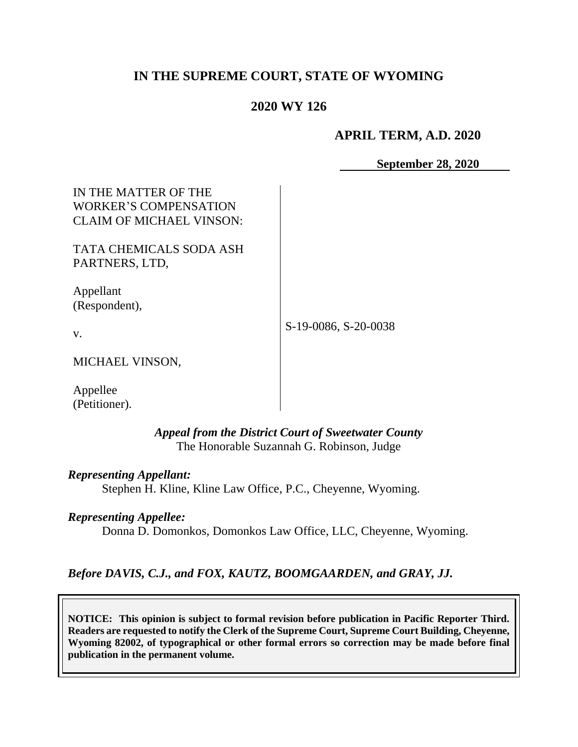# IN THE SUPREME COURT, STATE OF WYOMING

## 2020 WY 126

**APRIL TERM, A.D. 2020**

**September 28, 2020**

IN THE MATTER OF THE WORKER'S COMPENSATION CLAIM OF MICHAEL VINSON:

TATA CHEMICALS SODA ASH PARTNERS, LTD,

Appellant (Respondent),

v.

MICHAEL VINSON,

Appellee (Petitioner).

S-19-0086, S-20-0038

***Appeal from the District Court of Sweetwater County***
The Honorable Suzannah G. Robinson, Judge

***Representing Appellant:***
Stephen H. Kline, Kline Law Office, P.C., Cheyenne, Wyoming.

***Representing Appellee:***
Donna D. Domonkos, Domonkos Law Office, LLC, Cheyenne, Wyoming.

***Before DAVIS, C.J., and FOX, KAUTZ, BOOMGAARDEN, and GRAY, JJ.***

**NOTICE: This opinion is subject to formal revision before publication in Pacific Reporter Third. Readers are requested to notify the Clerk of the Supreme Court, Supreme Court Building, Cheyenne, Wyoming 82002, of typographical or other formal errors so correction may be made before final publication in the permanent volume.**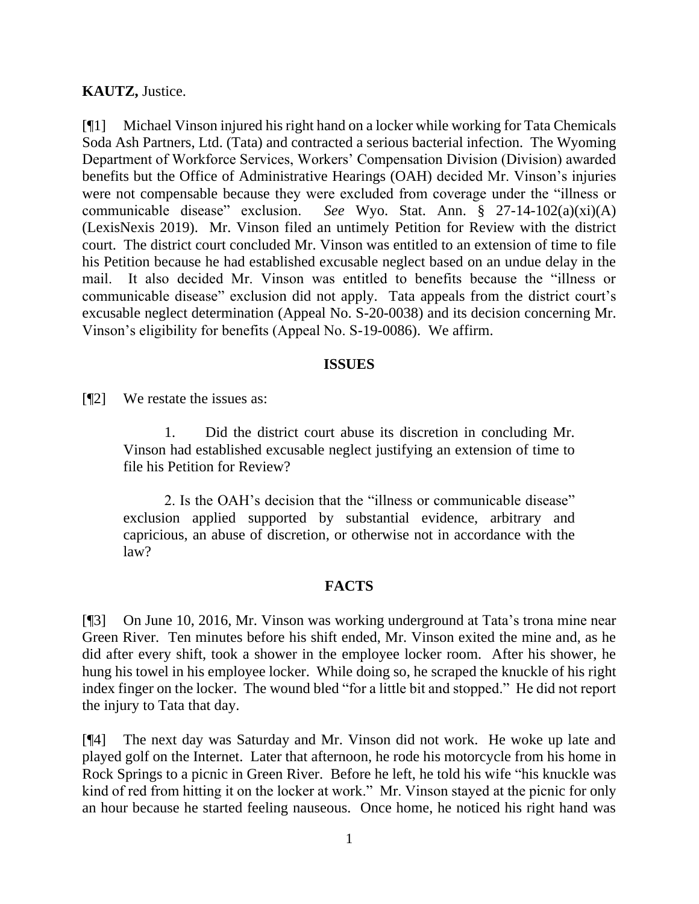**KAUTZ,** Justice.

[¶1] Michael Vinson injured his right hand on a locker while working for Tata Chemicals Soda Ash Partners, Ltd. (Tata) and contracted a serious bacterial infection. The Wyoming Department of Workforce Services, Workers' Compensation Division (Division) awarded benefits but the Office of Administrative Hearings (OAH) decided Mr. Vinson's injuries were not compensable because they were excluded from coverage under the "illness or communicable disease" exclusion. *See* Wyo. Stat. Ann. § 27-14-102(a)(xi)(A) (LexisNexis 2019). Mr. Vinson filed an untimely Petition for Review with the district court. The district court concluded Mr. Vinson was entitled to an extension of time to file his Petition because he had established excusable neglect based on an undue delay in the mail. It also decided Mr. Vinson was entitled to benefits because the "illness or communicable disease" exclusion did not apply. Tata appeals from the district court's excusable neglect determination (Appeal No. S-20-0038) and its decision concerning Mr. Vinson's eligibility for benefits (Appeal No. S-19-0086). We affirm.

## ISSUES

[¶2] We restate the issues as:

> 1. Did the district court abuse its discretion in concluding Mr. Vinson had established excusable neglect justifying an extension of time to file his Petition for Review?
>
> 2. Is the OAH's decision that the "illness or communicable disease" exclusion applied supported by substantial evidence, arbitrary and capricious, an abuse of discretion, or otherwise not in accordance with the law?

## FACTS

[¶3] On June 10, 2016, Mr. Vinson was working underground at Tata's trona mine near Green River. Ten minutes before his shift ended, Mr. Vinson exited the mine and, as he did after every shift, took a shower in the employee locker room. After his shower, he hung his towel in his employee locker. While doing so, he scraped the knuckle of his right index finger on the locker. The wound bled "for a little bit and stopped." He did not report the injury to Tata that day.

[¶4] The next day was Saturday and Mr. Vinson did not work. He woke up late and played golf on the Internet. Later that afternoon, he rode his motorcycle from his home in Rock Springs to a picnic in Green River. Before he left, he told his wife "his knuckle was kind of red from hitting it on the locker at work." Mr. Vinson stayed at the picnic for only an hour because he started feeling nauseous. Once home, he noticed his right hand was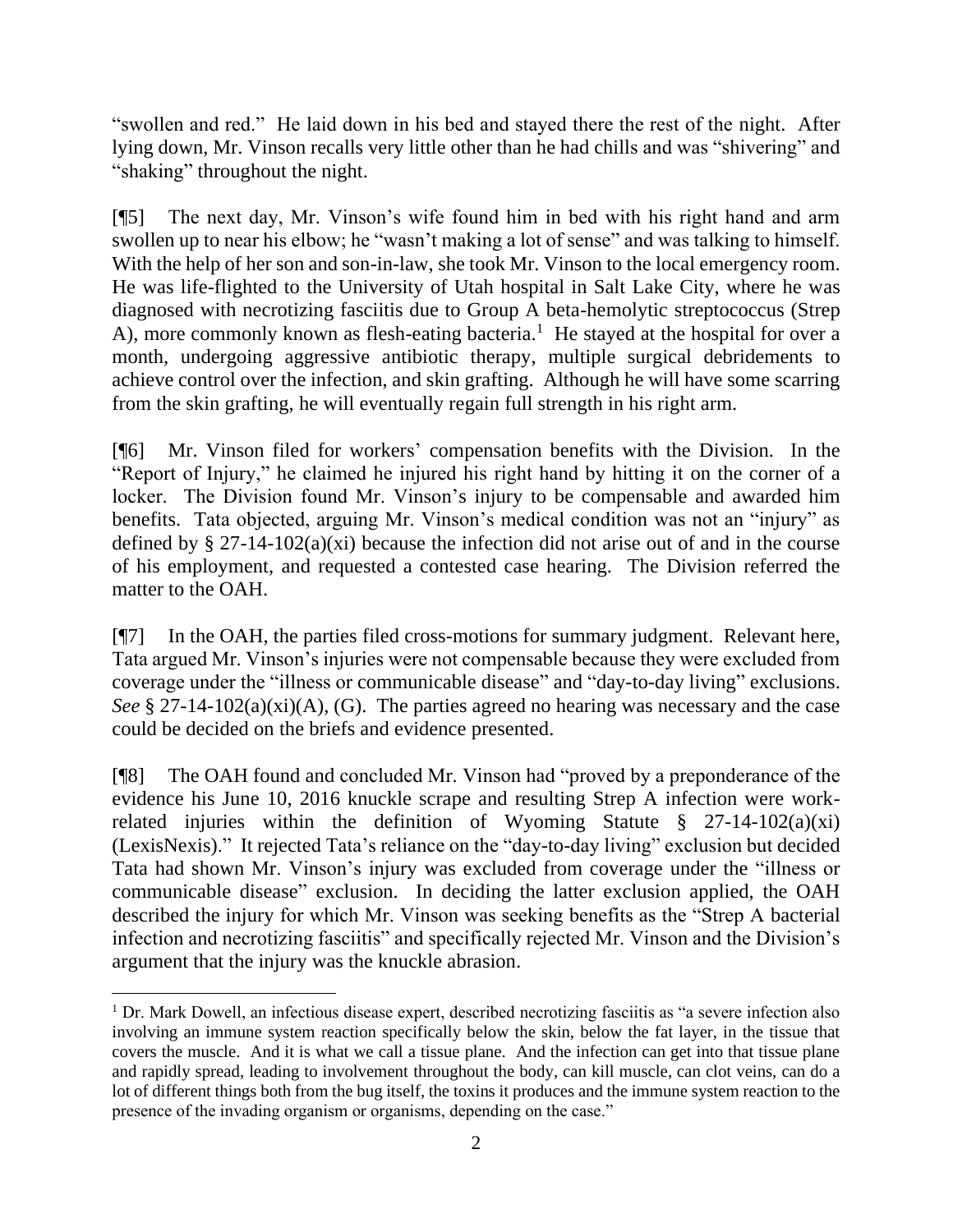"swollen and red." He laid down in his bed and stayed there the rest of the night. After lying down, Mr. Vinson recalls very little other than he had chills and was "shivering" and "shaking" throughout the night.

[¶5] The next day, Mr. Vinson's wife found him in bed with his right hand and arm swollen up to near his elbow; he "wasn't making a lot of sense" and was talking to himself. With the help of her son and son-in-law, she took Mr. Vinson to the local emergency room. He was life-flighted to the University of Utah hospital in Salt Lake City, where he was diagnosed with necrotizing fasciitis due to Group A beta-hemolytic streptococcus (Strep A), more commonly known as flesh-eating bacteria.[1] He stayed at the hospital for over a month, undergoing aggressive antibiotic therapy, multiple surgical debridements to achieve control over the infection, and skin grafting. Although he will have some scarring from the skin grafting, he will eventually regain full strength in his right arm.

[¶6] Mr. Vinson filed for workers' compensation benefits with the Division. In the "Report of Injury," he claimed he injured his right hand by hitting it on the corner of a locker. The Division found Mr. Vinson's injury to be compensable and awarded him benefits. Tata objected, arguing Mr. Vinson's medical condition was not an "injury" as defined by § 27-14-102(a)(xi) because the infection did not arise out of and in the course of his employment, and requested a contested case hearing. The Division referred the matter to the OAH.

[¶7] In the OAH, the parties filed cross-motions for summary judgment. Relevant here, Tata argued Mr. Vinson's injuries were not compensable because they were excluded from coverage under the "illness or communicable disease" and "day-to-day living" exclusions. *See* § 27-14-102(a)(xi)(A), (G). The parties agreed no hearing was necessary and the case could be decided on the briefs and evidence presented.

[¶8] The OAH found and concluded Mr. Vinson had "proved by a preponderance of the evidence his June 10, 2016 knuckle scrape and resulting Strep A infection were work-related injuries within the definition of Wyoming Statute § 27-14-102(a)(xi) (LexisNexis)." It rejected Tata's reliance on the "day-to-day living" exclusion but decided Tata had shown Mr. Vinson's injury was excluded from coverage under the "illness or communicable disease" exclusion. In deciding the latter exclusion applied, the OAH described the injury for which Mr. Vinson was seeking benefits as the "Strep A bacterial infection and necrotizing fasciitis" and specifically rejected Mr. Vinson and the Division's argument that the injury was the knuckle abrasion.

---

[1] Dr. Mark Dowell, an infectious disease expert, described necrotizing fasciitis as "a severe infection also involving an immune system reaction specifically below the skin, below the fat layer, in the tissue that covers the muscle. And it is what we call a tissue plane. And the infection can get into that tissue plane and rapidly spread, leading to involvement throughout the body, can kill muscle, can clot veins, can do a lot of different things both from the bug itself, the toxins it produces and the immune system reaction to the presence of the invading organism or organisms, depending on the case."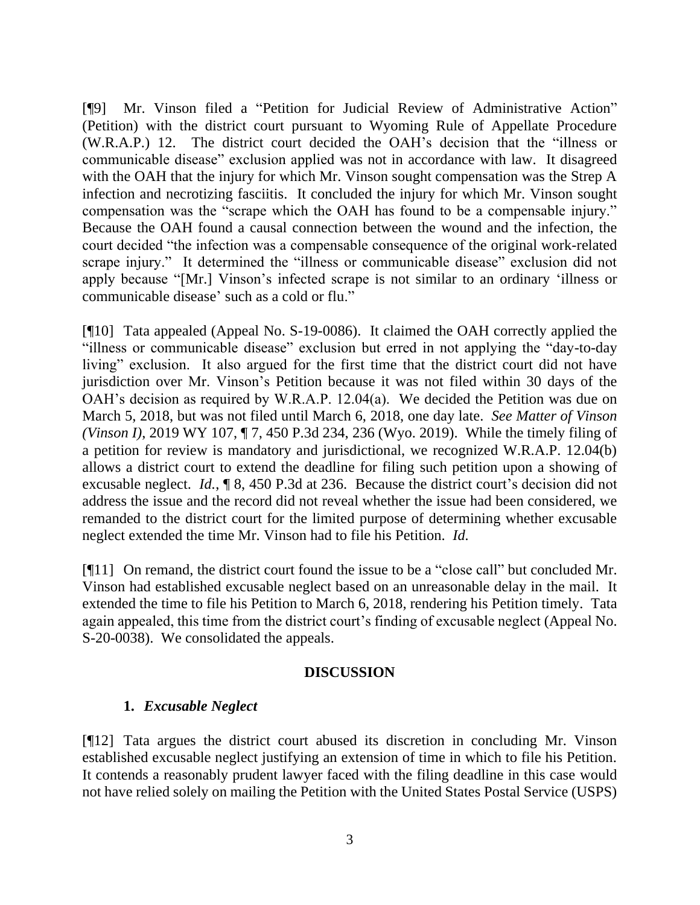[¶9] Mr. Vinson filed a "Petition for Judicial Review of Administrative Action" (Petition) with the district court pursuant to Wyoming Rule of Appellate Procedure (W.R.A.P.) 12. The district court decided the OAH's decision that the "illness or communicable disease" exclusion applied was not in accordance with law. It disagreed with the OAH that the injury for which Mr. Vinson sought compensation was the Strep A infection and necrotizing fasciitis. It concluded the injury for which Mr. Vinson sought compensation was the "scrape which the OAH has found to be a compensable injury." Because the OAH found a causal connection between the wound and the infection, the court decided "the infection was a compensable consequence of the original work-related scrape injury." It determined the "illness or communicable disease" exclusion did not apply because "[Mr.] Vinson's infected scrape is not similar to an ordinary 'illness or communicable disease' such as a cold or flu."

[¶10] Tata appealed (Appeal No. S-19-0086). It claimed the OAH correctly applied the "illness or communicable disease" exclusion but erred in not applying the "day-to-day living" exclusion. It also argued for the first time that the district court did not have jurisdiction over Mr. Vinson's Petition because it was not filed within 30 days of the OAH's decision as required by W.R.A.P. 12.04(a). We decided the Petition was due on March 5, 2018, but was not filed until March 6, 2018, one day late. *See Matter of Vinson (Vinson I)*, 2019 WY 107, ¶ 7, 450 P.3d 234, 236 (Wyo. 2019). While the timely filing of a petition for review is mandatory and jurisdictional, we recognized W.R.A.P. 12.04(b) allows a district court to extend the deadline for filing such petition upon a showing of excusable neglect. *Id.*, ¶ 8, 450 P.3d at 236. Because the district court's decision did not address the issue and the record did not reveal whether the issue had been considered, we remanded to the district court for the limited purpose of determining whether excusable neglect extended the time Mr. Vinson had to file his Petition. *Id.*

[¶11] On remand, the district court found the issue to be a "close call" but concluded Mr. Vinson had established excusable neglect based on an unreasonable delay in the mail. It extended the time to file his Petition to March 6, 2018, rendering his Petition timely. Tata again appealed, this time from the district court's finding of excusable neglect (Appeal No. S-20-0038). We consolidated the appeals.

## DISCUSSION

### 1. *Excusable Neglect*

[¶12] Tata argues the district court abused its discretion in concluding Mr. Vinson established excusable neglect justifying an extension of time in which to file his Petition. It contends a reasonably prudent lawyer faced with the filing deadline in this case would not have relied solely on mailing the Petition with the United States Postal Service (USPS)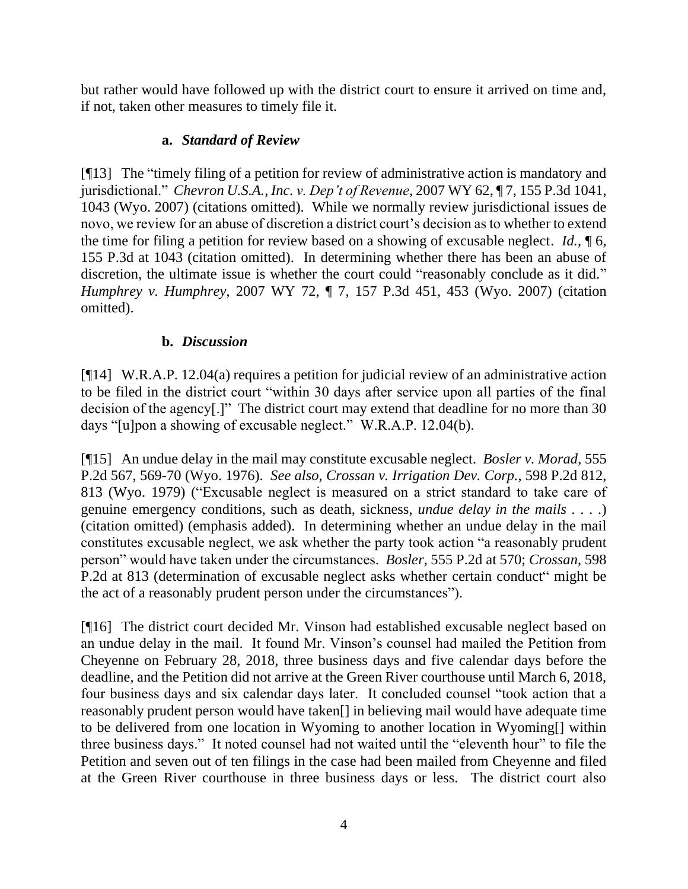but rather would have followed up with the district court to ensure it arrived on time and, if not, taken other measures to timely file it.

### a. *Standard of Review*

[¶13] The "timely filing of a petition for review of administrative action is mandatory and jurisdictional." *Chevron U.S.A., Inc. v. Dep't of Revenue*, 2007 WY 62, ¶ 7, 155 P.3d 1041, 1043 (Wyo. 2007) (citations omitted). While we normally review jurisdictional issues de novo, we review for an abuse of discretion a district court's decision as to whether to extend the time for filing a petition for review based on a showing of excusable neglect. *Id.*, ¶ 6, 155 P.3d at 1043 (citation omitted). In determining whether there has been an abuse of discretion, the ultimate issue is whether the court could "reasonably conclude as it did." *Humphrey v. Humphrey*, 2007 WY 72, ¶ 7, 157 P.3d 451, 453 (Wyo. 2007) (citation omitted).

### b. *Discussion*

[¶14] W.R.A.P. 12.04(a) requires a petition for judicial review of an administrative action to be filed in the district court "within 30 days after service upon all parties of the final decision of the agency[.]" The district court may extend that deadline for no more than 30 days "[u]pon a showing of excusable neglect." W.R.A.P. 12.04(b).

[¶15] An undue delay in the mail may constitute excusable neglect. *Bosler v. Morad*, 555 P.2d 567, 569-70 (Wyo. 1976). *See also, Crossan v. Irrigation Dev. Corp.*, 598 P.2d 812, 813 (Wyo. 1979) ("Excusable neglect is measured on a strict standard to take care of genuine emergency conditions, such as death, sickness, *undue delay in the mails* . . . .) (citation omitted) (emphasis added). In determining whether an undue delay in the mail constitutes excusable neglect, we ask whether the party took action "a reasonably prudent person" would have taken under the circumstances. *Bosler*, 555 P.2d at 570; *Crossan*, 598 P.2d at 813 (determination of excusable neglect asks whether certain conduct" might be the act of a reasonably prudent person under the circumstances").

[¶16] The district court decided Mr. Vinson had established excusable neglect based on an undue delay in the mail. It found Mr. Vinson's counsel had mailed the Petition from Cheyenne on February 28, 2018, three business days and five calendar days before the deadline, and the Petition did not arrive at the Green River courthouse until March 6, 2018, four business days and six calendar days later. It concluded counsel "took action that a reasonably prudent person would have taken[] in believing mail would have adequate time to be delivered from one location in Wyoming to another location in Wyoming[] within three business days." It noted counsel had not waited until the "eleventh hour" to file the Petition and seven out of ten filings in the case had been mailed from Cheyenne and filed at the Green River courthouse in three business days or less. The district court also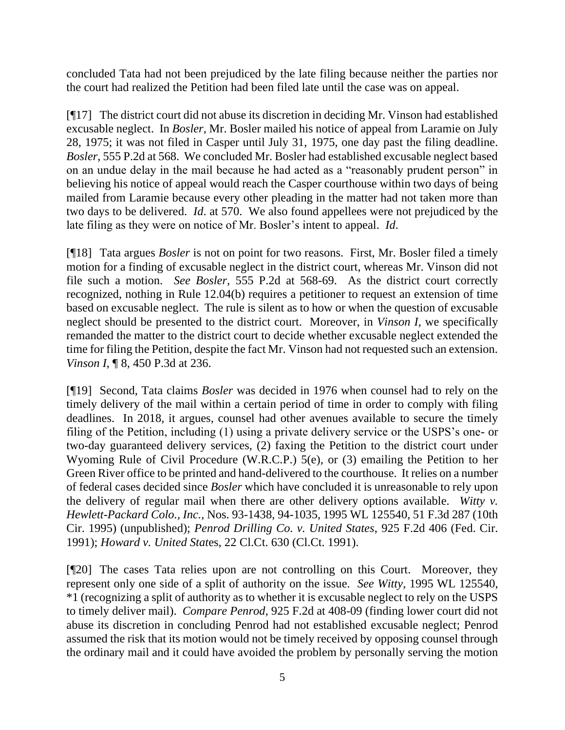concluded Tata had not been prejudiced by the late filing because neither the parties nor the court had realized the Petition had been filed late until the case was on appeal.

[¶17] The district court did not abuse its discretion in deciding Mr. Vinson had established excusable neglect. In *Bosler*, Mr. Bosler mailed his notice of appeal from Laramie on July 28, 1975; it was not filed in Casper until July 31, 1975, one day past the filing deadline. *Bosler*, 555 P.2d at 568. We concluded Mr. Bosler had established excusable neglect based on an undue delay in the mail because he had acted as a "reasonably prudent person" in believing his notice of appeal would reach the Casper courthouse within two days of being mailed from Laramie because every other pleading in the matter had not taken more than two days to be delivered. *Id*. at 570. We also found appellees were not prejudiced by the late filing as they were on notice of Mr. Bosler's intent to appeal. *Id*.

[¶18] Tata argues *Bosler* is not on point for two reasons. First, Mr. Bosler filed a timely motion for a finding of excusable neglect in the district court, whereas Mr. Vinson did not file such a motion. *See Bosler*, 555 P.2d at 568-69. As the district court correctly recognized, nothing in Rule 12.04(b) requires a petitioner to request an extension of time based on excusable neglect. The rule is silent as to how or when the question of excusable neglect should be presented to the district court. Moreover, in *Vinson I*, we specifically remanded the matter to the district court to decide whether excusable neglect extended the time for filing the Petition, despite the fact Mr. Vinson had not requested such an extension. *Vinson I*, ¶ 8, 450 P.3d at 236.

[¶19] Second, Tata claims *Bosler* was decided in 1976 when counsel had to rely on the timely delivery of the mail within a certain period of time in order to comply with filing deadlines. In 2018, it argues, counsel had other avenues available to secure the timely filing of the Petition, including (1) using a private delivery service or the USPS's one- or two-day guaranteed delivery services, (2) faxing the Petition to the district court under Wyoming Rule of Civil Procedure (W.R.C.P.) 5(e), or (3) emailing the Petition to her Green River office to be printed and hand-delivered to the courthouse. It relies on a number of federal cases decided since *Bosler* which have concluded it is unreasonable to rely upon the delivery of regular mail when there are other delivery options available. *Witty v. Hewlett-Packard Colo., Inc.*, Nos. 93-1438, 94-1035, 1995 WL 125540, 51 F.3d 287 (10th Cir. 1995) (unpublished); *Penrod Drilling Co. v. United States*, 925 F.2d 406 (Fed. Cir. 1991); *Howard v. United States*, 22 Cl.Ct. 630 (Cl.Ct. 1991).

[¶20] The cases Tata relies upon are not controlling on this Court. Moreover, they represent only one side of a split of authority on the issue. *See Witty*, 1995 WL 125540, *1 (recognizing a split of authority as to whether it is excusable neglect to rely on the USPS to timely deliver mail). *Compare Penrod*, 925 F.2d at 408-09 (finding lower court did not abuse its discretion in concluding Penrod had not established excusable neglect; Penrod assumed the risk that its motion would not be timely received by opposing counsel through the ordinary mail and it could have avoided the problem by personally serving the motion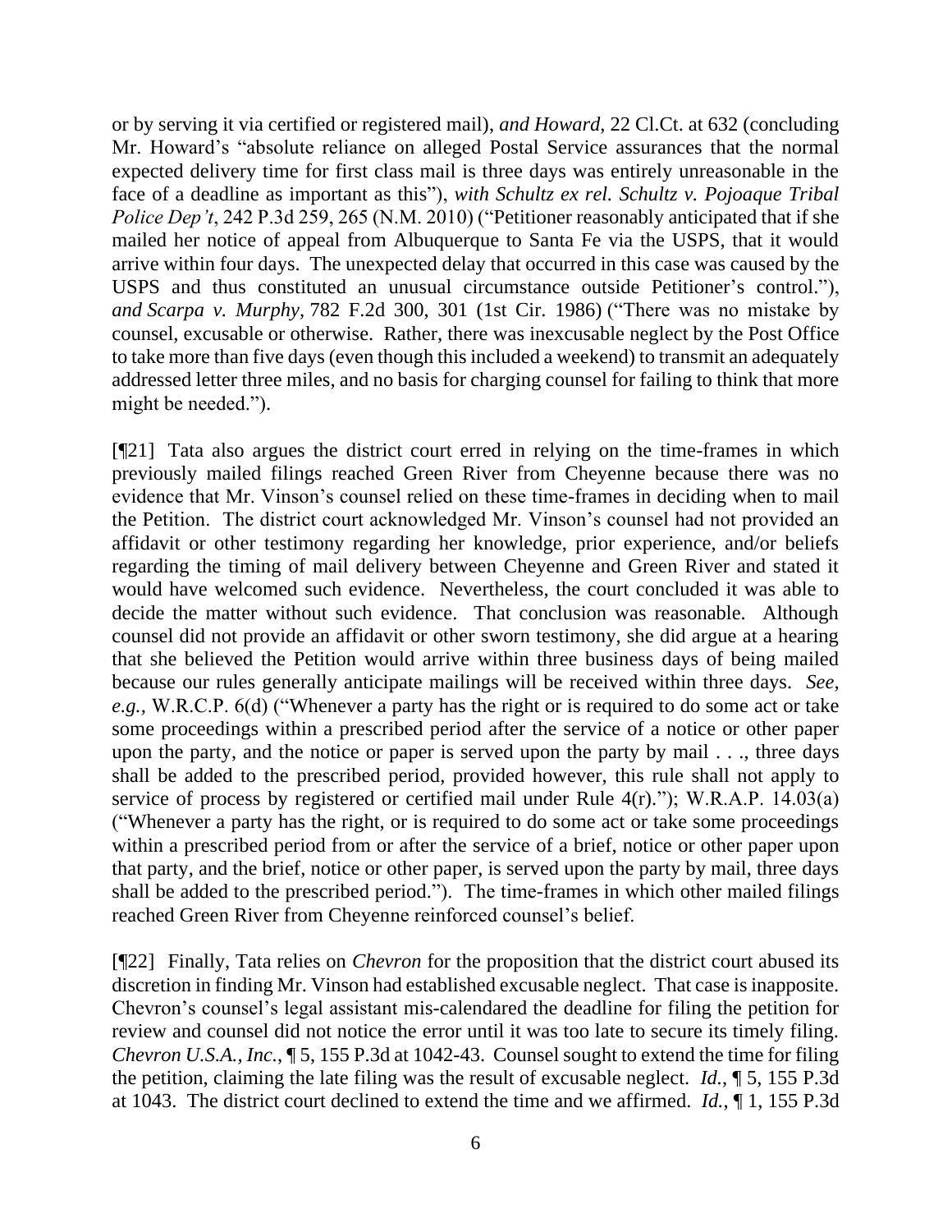or by serving it via certified or registered mail), *and Howard*, 22 Cl.Ct. at 632 (concluding Mr. Howard's "absolute reliance on alleged Postal Service assurances that the normal expected delivery time for first class mail is three days was entirely unreasonable in the face of a deadline as important as this"), *with Schultz ex rel. Schultz v. Pojoaque Tribal Police Dep't*, 242 P.3d 259, 265 (N.M. 2010) ("Petitioner reasonably anticipated that if she mailed her notice of appeal from Albuquerque to Santa Fe via the USPS, that it would arrive within four days. The unexpected delay that occurred in this case was caused by the USPS and thus constituted an unusual circumstance outside Petitioner's control."), *and Scarpa v. Murphy*, 782 F.2d 300, 301 (1st Cir. 1986) ("There was no mistake by counsel, excusable or otherwise. Rather, there was inexcusable neglect by the Post Office to take more than five days (even though this included a weekend) to transmit an adequately addressed letter three miles, and no basis for charging counsel for failing to think that more might be needed.").

[¶21] Tata also argues the district court erred in relying on the time-frames in which previously mailed filings reached Green River from Cheyenne because there was no evidence that Mr. Vinson's counsel relied on these time-frames in deciding when to mail the Petition. The district court acknowledged Mr. Vinson's counsel had not provided an affidavit or other testimony regarding her knowledge, prior experience, and/or beliefs regarding the timing of mail delivery between Cheyenne and Green River and stated it would have welcomed such evidence. Nevertheless, the court concluded it was able to decide the matter without such evidence. That conclusion was reasonable. Although counsel did not provide an affidavit or other sworn testimony, she did argue at a hearing that she believed the Petition would arrive within three business days of being mailed because our rules generally anticipate mailings will be received within three days. *See, e.g.,* W.R.C.P. 6(d) ("Whenever a party has the right or is required to do some act or take some proceedings within a prescribed period after the service of a notice or other paper upon the party, and the notice or paper is served upon the party by mail . . ., three days shall be added to the prescribed period, provided however, this rule shall not apply to service of process by registered or certified mail under Rule 4(r)."); W.R.A.P. 14.03(a) ("Whenever a party has the right, or is required to do some act or take some proceedings within a prescribed period from or after the service of a brief, notice or other paper upon that party, and the brief, notice or other paper, is served upon the party by mail, three days shall be added to the prescribed period."). The time-frames in which other mailed filings reached Green River from Cheyenne reinforced counsel's belief.

[¶22] Finally, Tata relies on *Chevron* for the proposition that the district court abused its discretion in finding Mr. Vinson had established excusable neglect. That case is inapposite. Chevron's counsel's legal assistant mis-calendared the deadline for filing the petition for review and counsel did not notice the error until it was too late to secure its timely filing. *Chevron U.S.A., Inc.*, ¶ 5, 155 P.3d at 1042-43. Counsel sought to extend the time for filing the petition, claiming the late filing was the result of excusable neglect. *Id.*, ¶ 5, 155 P.3d at 1043. The district court declined to extend the time and we affirmed. *Id.*, ¶ 1, 155 P.3d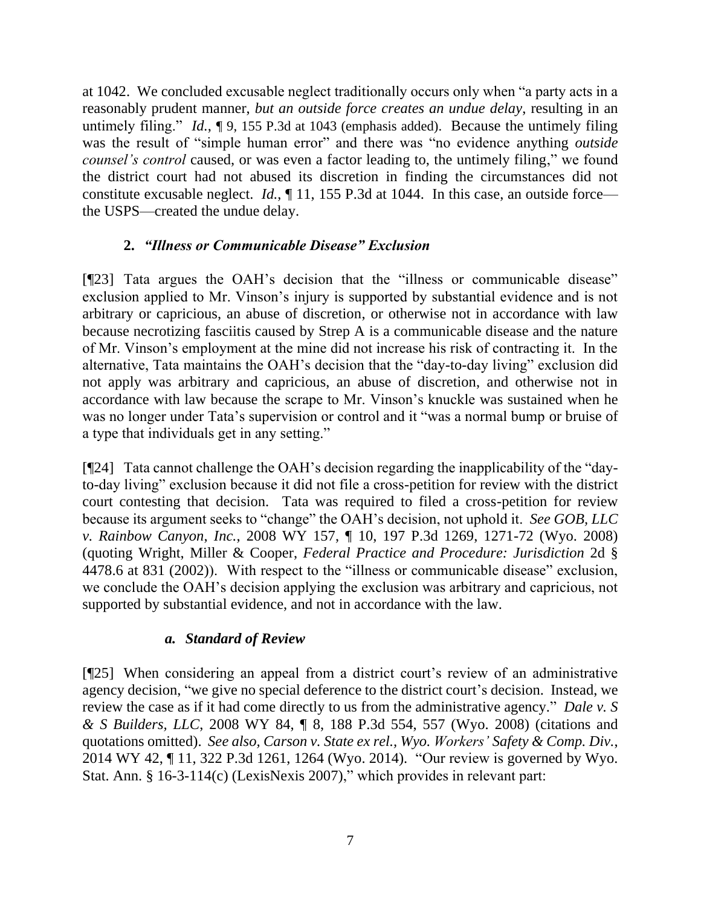at 1042. We concluded excusable neglect traditionally occurs only when "a party acts in a reasonably prudent manner, *but an outside force creates an undue delay*, resulting in an untimely filing." *Id.*, ¶ 9, 155 P.3d at 1043 (emphasis added). Because the untimely filing was the result of "simple human error" and there was "no evidence anything *outside counsel's control* caused, or was even a factor leading to, the untimely filing," we found the district court had not abused its discretion in finding the circumstances did not constitute excusable neglect. *Id.*, ¶ 11, 155 P.3d at 1044. In this case, an outside force—the USPS—created the undue delay.

### 2. *"Illness or Communicable Disease" Exclusion*

[¶23] Tata argues the OAH's decision that the "illness or communicable disease" exclusion applied to Mr. Vinson's injury is supported by substantial evidence and is not arbitrary or capricious, an abuse of discretion, or otherwise not in accordance with law because necrotizing fasciitis caused by Strep A is a communicable disease and the nature of Mr. Vinson's employment at the mine did not increase his risk of contracting it. In the alternative, Tata maintains the OAH's decision that the "day-to-day living" exclusion did not apply was arbitrary and capricious, an abuse of discretion, and otherwise not in accordance with law because the scrape to Mr. Vinson's knuckle was sustained when he was no longer under Tata's supervision or control and it "was a normal bump or bruise of a type that individuals get in any setting."

[¶24] Tata cannot challenge the OAH's decision regarding the inapplicability of the "day-to-day living" exclusion because it did not file a cross-petition for review with the district court contesting that decision. Tata was required to filed a cross-petition for review because its argument seeks to "change" the OAH's decision, not uphold it. *See GOB, LLC v. Rainbow Canyon, Inc.*, 2008 WY 157, ¶ 10, 197 P.3d 1269, 1271-72 (Wyo. 2008) (quoting Wright, Miller & Cooper, *Federal Practice and Procedure: Jurisdiction* 2d § 4478.6 at 831 (2002)). With respect to the "illness or communicable disease" exclusion, we conclude the OAH's decision applying the exclusion was arbitrary and capricious, not supported by substantial evidence, and not in accordance with the law.

#### *a. Standard of Review*

[¶25] When considering an appeal from a district court's review of an administrative agency decision, "we give no special deference to the district court's decision. Instead, we review the case as if it had come directly to us from the administrative agency." *Dale v. S & S Builders, LLC*, 2008 WY 84, ¶ 8, 188 P.3d 554, 557 (Wyo. 2008) (citations and quotations omitted). *See also, Carson v. State ex rel., Wyo. Workers' Safety & Comp. Div.*, 2014 WY 42, ¶ 11, 322 P.3d 1261, 1264 (Wyo. 2014). "Our review is governed by Wyo. Stat. Ann. § 16-3-114(c) (LexisNexis 2007)," which provides in relevant part: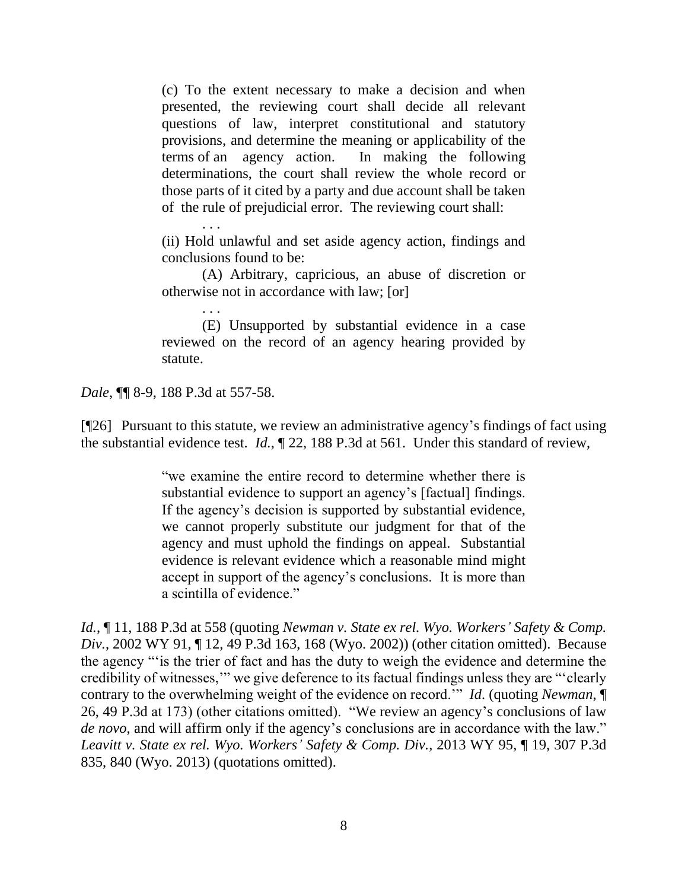> (c) To the extent necessary to make a decision and when presented, the reviewing court shall decide all relevant questions of law, interpret constitutional and statutory provisions, and determine the meaning or applicability of the terms of an agency action. In making the following determinations, the court shall review the whole record or those parts of it cited by a party and due account shall be taken of the rule of prejudicial error. The reviewing court shall:
>
> . . .
>
> (ii) Hold unlawful and set aside agency action, findings and conclusions found to be:
>
> (A) Arbitrary, capricious, an abuse of discretion or otherwise not in accordance with law; [or]
>
> . . .
>
> (E) Unsupported by substantial evidence in a case reviewed on the record of an agency hearing provided by statute.

*Dale*, ¶¶ 8-9, 188 P.3d at 557-58.

[¶26] Pursuant to this statute, we review an administrative agency's findings of fact using the substantial evidence test. *Id.*, ¶ 22, 188 P.3d at 561. Under this standard of review,

> "we examine the entire record to determine whether there is substantial evidence to support an agency's [factual] findings. If the agency's decision is supported by substantial evidence, we cannot properly substitute our judgment for that of the agency and must uphold the findings on appeal. Substantial evidence is relevant evidence which a reasonable mind might accept in support of the agency's conclusions. It is more than a scintilla of evidence."

*Id.*, ¶ 11, 188 P.3d at 558 (quoting *Newman v. State ex rel. Wyo. Workers' Safety & Comp. Div.*, 2002 WY 91, ¶ 12, 49 P.3d 163, 168 (Wyo. 2002)) (other citation omitted). Because the agency "'is the trier of fact and has the duty to weigh the evidence and determine the credibility of witnesses,'" we give deference to its factual findings unless they are "'clearly contrary to the overwhelming weight of the evidence on record.'" *Id*. (quoting *Newman*, ¶ 26, 49 P.3d at 173) (other citations omitted). "We review an agency's conclusions of law *de novo*, and will affirm only if the agency's conclusions are in accordance with the law." *Leavitt v. State ex rel. Wyo. Workers' Safety & Comp. Div.*, 2013 WY 95, ¶ 19, 307 P.3d 835, 840 (Wyo. 2013) (quotations omitted).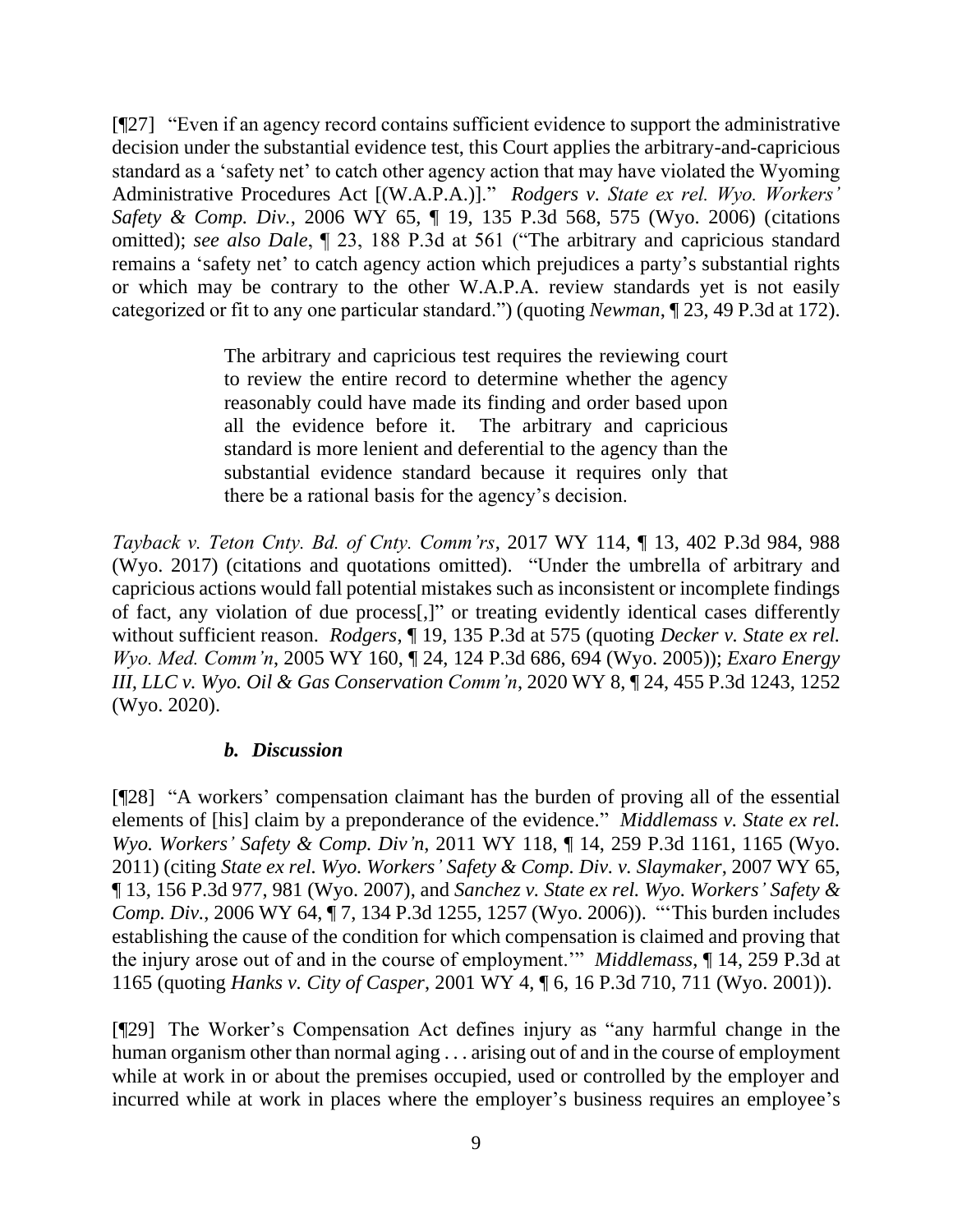[¶27] "Even if an agency record contains sufficient evidence to support the administrative decision under the substantial evidence test, this Court applies the arbitrary-and-capricious standard as a 'safety net' to catch other agency action that may have violated the Wyoming Administrative Procedures Act [(W.A.P.A.)]." *Rodgers v. State ex rel. Wyo. Workers' Safety & Comp. Div.*, 2006 WY 65, ¶ 19, 135 P.3d 568, 575 (Wyo. 2006) (citations omitted); *see also Dale*, ¶ 23, 188 P.3d at 561 ("The arbitrary and capricious standard remains a 'safety net' to catch agency action which prejudices a party's substantial rights or which may be contrary to the other W.A.P.A. review standards yet is not easily categorized or fit to any one particular standard.") (quoting *Newman*, ¶ 23, 49 P.3d at 172).

> The arbitrary and capricious test requires the reviewing court to review the entire record to determine whether the agency reasonably could have made its finding and order based upon all the evidence before it. The arbitrary and capricious standard is more lenient and deferential to the agency than the substantial evidence standard because it requires only that there be a rational basis for the agency's decision.

*Tayback v. Teton Cnty. Bd. of Cnty. Comm'rs*, 2017 WY 114, ¶ 13, 402 P.3d 984, 988 (Wyo. 2017) (citations and quotations omitted). "Under the umbrella of arbitrary and capricious actions would fall potential mistakes such as inconsistent or incomplete findings of fact, any violation of due process[,]" or treating evidently identical cases differently without sufficient reason. *Rodgers*, ¶ 19, 135 P.3d at 575 (quoting *Decker v. State ex rel. Wyo. Med. Comm'n*, 2005 WY 160, ¶ 24, 124 P.3d 686, 694 (Wyo. 2005)); *Exaro Energy III, LLC v. Wyo. Oil & Gas Conservation Comm'n*, 2020 WY 8, ¶ 24, 455 P.3d 1243, 1252 (Wyo. 2020).

### *b. Discussion*

[¶28] "A workers' compensation claimant has the burden of proving all of the essential elements of [his] claim by a preponderance of the evidence." *Middlemass v. State ex rel. Wyo. Workers' Safety & Comp. Div'n*, 2011 WY 118, ¶ 14, 259 P.3d 1161, 1165 (Wyo. 2011) (citing *State ex rel. Wyo. Workers' Safety & Comp. Div. v. Slaymaker*, 2007 WY 65, ¶ 13, 156 P.3d 977, 981 (Wyo. 2007), and *Sanchez v. State ex rel. Wyo. Workers' Safety & Comp. Div.*, 2006 WY 64, ¶ 7, 134 P.3d 1255, 1257 (Wyo. 2006)). "'This burden includes establishing the cause of the condition for which compensation is claimed and proving that the injury arose out of and in the course of employment.'" *Middlemass*, ¶ 14, 259 P.3d at 1165 (quoting *Hanks v. City of Casper*, 2001 WY 4, ¶ 6, 16 P.3d 710, 711 (Wyo. 2001)).

[¶29] The Worker's Compensation Act defines injury as "any harmful change in the human organism other than normal aging . . . arising out of and in the course of employment while at work in or about the premises occupied, used or controlled by the employer and incurred while at work in places where the employer's business requires an employee's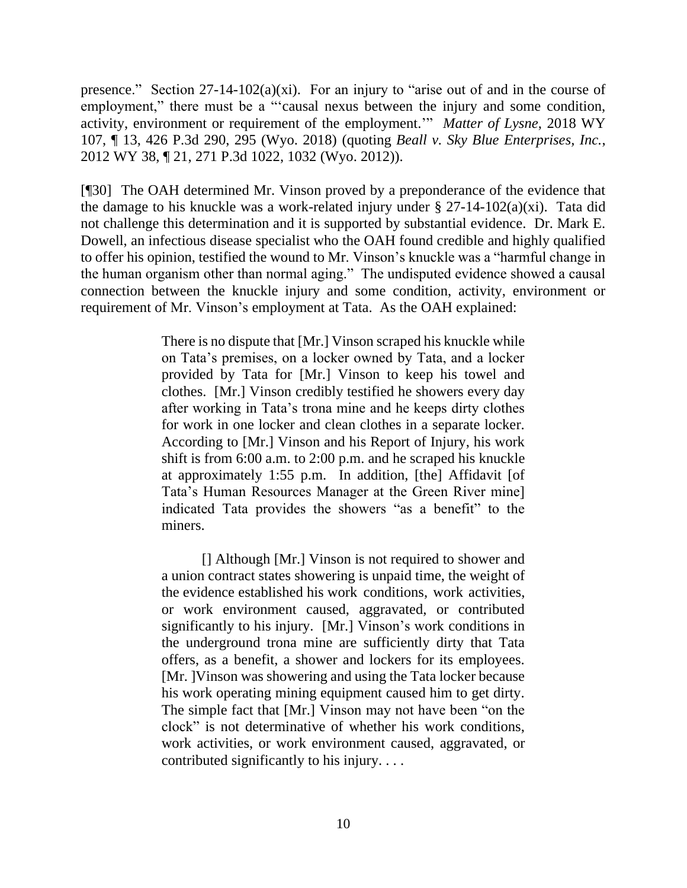presence." Section 27-14-102(a)(xi). For an injury to "arise out of and in the course of employment," there must be a "'causal nexus between the injury and some condition, activity, environment or requirement of the employment.'" *Matter of Lysne*, 2018 WY 107, ¶ 13, 426 P.3d 290, 295 (Wyo. 2018) (quoting *Beall v. Sky Blue Enterprises, Inc.*, 2012 WY 38, ¶ 21, 271 P.3d 1022, 1032 (Wyo. 2012)).

[¶30] The OAH determined Mr. Vinson proved by a preponderance of the evidence that the damage to his knuckle was a work-related injury under § 27-14-102(a)(xi). Tata did not challenge this determination and it is supported by substantial evidence. Dr. Mark E. Dowell, an infectious disease specialist who the OAH found credible and highly qualified to offer his opinion, testified the wound to Mr. Vinson's knuckle was a "harmful change in the human organism other than normal aging." The undisputed evidence showed a causal connection between the knuckle injury and some condition, activity, environment or requirement of Mr. Vinson's employment at Tata. As the OAH explained:

> There is no dispute that [Mr.] Vinson scraped his knuckle while on Tata's premises, on a locker owned by Tata, and a locker provided by Tata for [Mr.] Vinson to keep his towel and clothes. [Mr.] Vinson credibly testified he showers every day after working in Tata's trona mine and he keeps dirty clothes for work in one locker and clean clothes in a separate locker. According to [Mr.] Vinson and his Report of Injury, his work shift is from 6:00 a.m. to 2:00 p.m. and he scraped his knuckle at approximately 1:55 p.m. In addition, [the] Affidavit [of Tata's Human Resources Manager at the Green River mine] indicated Tata provides the showers "as a benefit" to the miners.
>
> [] Although [Mr.] Vinson is not required to shower and a union contract states showering is unpaid time, the weight of the evidence established his work conditions, work activities, or work environment caused, aggravated, or contributed significantly to his injury. [Mr.] Vinson's work conditions in the underground trona mine are sufficiently dirty that Tata offers, as a benefit, a shower and lockers for its employees. [Mr. ]Vinson was showering and using the Tata locker because his work operating mining equipment caused him to get dirty. The simple fact that [Mr.] Vinson may not have been "on the clock" is not determinative of whether his work conditions, work activities, or work environment caused, aggravated, or contributed significantly to his injury. . . .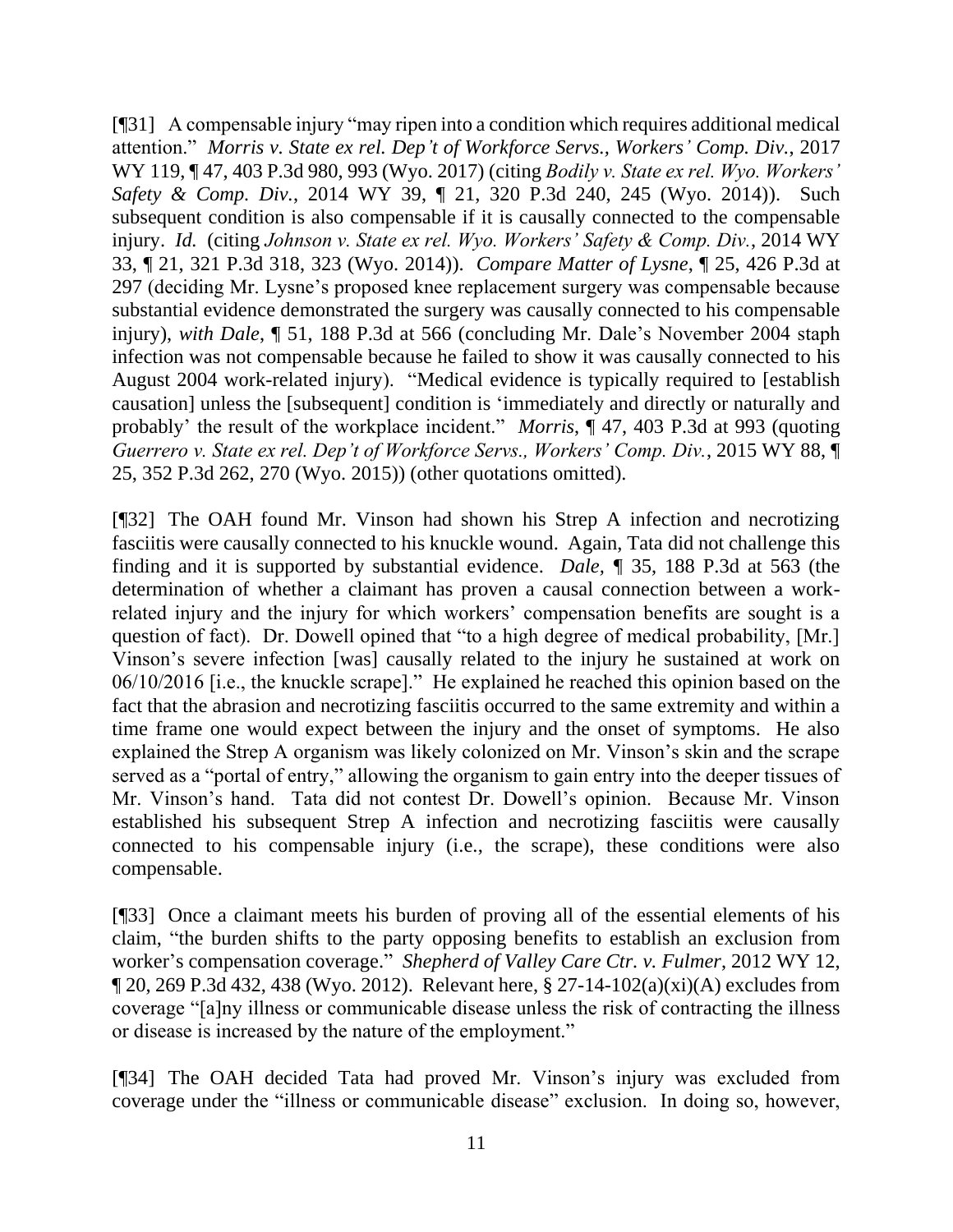[¶31] A compensable injury "may ripen into a condition which requires additional medical attention." *Morris v. State ex rel. Dep't of Workforce Servs., Workers' Comp. Div.*, 2017 WY 119, ¶ 47, 403 P.3d 980, 993 (Wyo. 2017) (citing *Bodily v. State ex rel. Wyo. Workers' Safety & Comp. Div.*, 2014 WY 39, ¶ 21, 320 P.3d 240, 245 (Wyo. 2014)). Such subsequent condition is also compensable if it is causally connected to the compensable injury. *Id.* (citing *Johnson v. State ex rel. Wyo. Workers' Safety & Comp. Div.*, 2014 WY 33, ¶ 21, 321 P.3d 318, 323 (Wyo. 2014)). *Compare Matter of Lysne*, ¶ 25, 426 P.3d at 297 (deciding Mr. Lysne's proposed knee replacement surgery was compensable because substantial evidence demonstrated the surgery was causally connected to his compensable injury), *with Dale*, ¶ 51, 188 P.3d at 566 (concluding Mr. Dale's November 2004 staph infection was not compensable because he failed to show it was causally connected to his August 2004 work-related injury). "Medical evidence is typically required to [establish causation] unless the [subsequent] condition is 'immediately and directly or naturally and probably' the result of the workplace incident." *Morris*, ¶ 47, 403 P.3d at 993 (quoting *Guerrero v. State ex rel. Dep't of Workforce Servs., Workers' Comp. Div.*, 2015 WY 88, ¶ 25, 352 P.3d 262, 270 (Wyo. 2015)) (other quotations omitted).

[¶32] The OAH found Mr. Vinson had shown his Strep A infection and necrotizing fasciitis were causally connected to his knuckle wound. Again, Tata did not challenge this finding and it is supported by substantial evidence. *Dale,* ¶ 35, 188 P.3d at 563 (the determination of whether a claimant has proven a causal connection between a work-related injury and the injury for which workers' compensation benefits are sought is a question of fact). Dr. Dowell opined that "to a high degree of medical probability, [Mr.] Vinson's severe infection [was] causally related to the injury he sustained at work on 06/10/2016 [i.e., the knuckle scrape]." He explained he reached this opinion based on the fact that the abrasion and necrotizing fasciitis occurred to the same extremity and within a time frame one would expect between the injury and the onset of symptoms. He also explained the Strep A organism was likely colonized on Mr. Vinson's skin and the scrape served as a "portal of entry," allowing the organism to gain entry into the deeper tissues of Mr. Vinson's hand. Tata did not contest Dr. Dowell's opinion. Because Mr. Vinson established his subsequent Strep A infection and necrotizing fasciitis were causally connected to his compensable injury (i.e., the scrape), these conditions were also compensable.

[¶33] Once a claimant meets his burden of proving all of the essential elements of his claim, "the burden shifts to the party opposing benefits to establish an exclusion from worker's compensation coverage." *Shepherd of Valley Care Ctr. v. Fulmer*, 2012 WY 12, ¶ 20, 269 P.3d 432, 438 (Wyo. 2012). Relevant here, § 27-14-102(a)(xi)(A) excludes from coverage "[a]ny illness or communicable disease unless the risk of contracting the illness or disease is increased by the nature of the employment."

[¶34] The OAH decided Tata had proved Mr. Vinson's injury was excluded from coverage under the "illness or communicable disease" exclusion. In doing so, however,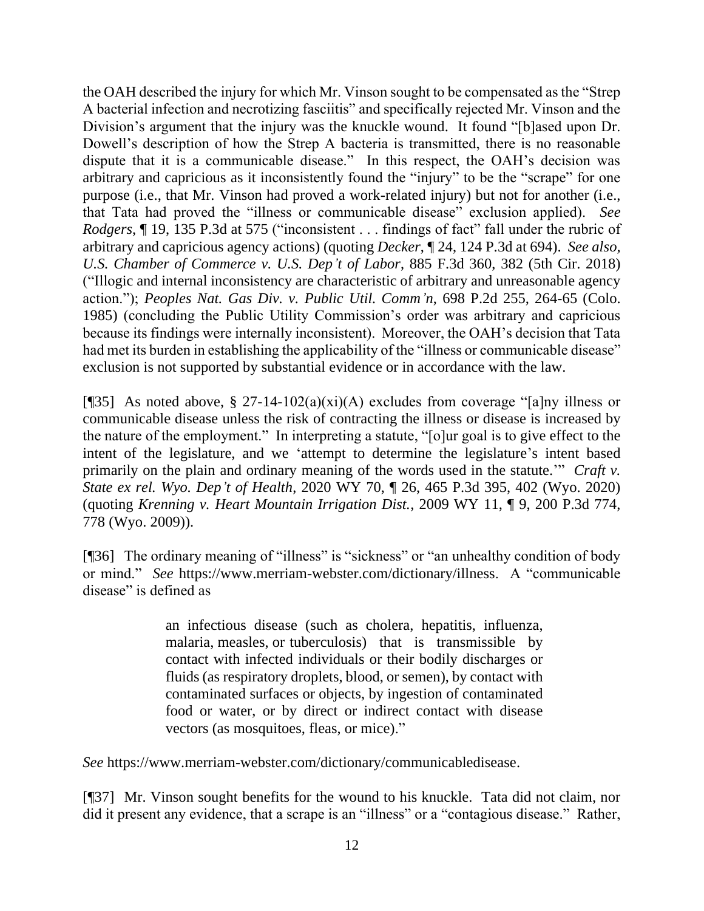the OAH described the injury for which Mr. Vinson sought to be compensated as the "Strep A bacterial infection and necrotizing fasciitis" and specifically rejected Mr. Vinson and the Division's argument that the injury was the knuckle wound. It found "[b]ased upon Dr. Dowell's description of how the Strep A bacteria is transmitted, there is no reasonable dispute that it is a communicable disease." In this respect, the OAH's decision was arbitrary and capricious as it inconsistently found the "injury" to be the "scrape" for one purpose (i.e., that Mr. Vinson had proved a work-related injury) but not for another (i.e., that Tata had proved the "illness or communicable disease" exclusion applied). *See Rodgers*, ¶ 19, 135 P.3d at 575 ("inconsistent . . . findings of fact" fall under the rubric of arbitrary and capricious agency actions) (quoting *Decker*, ¶ 24, 124 P.3d at 694). *See also, U.S. Chamber of Commerce v. U.S. Dep't of Labor*, 885 F.3d 360, 382 (5th Cir. 2018) ("Illogic and internal inconsistency are characteristic of arbitrary and unreasonable agency action."); *Peoples Nat. Gas Div. v. Public Util. Comm'n*, 698 P.2d 255, 264-65 (Colo. 1985) (concluding the Public Utility Commission's order was arbitrary and capricious because its findings were internally inconsistent). Moreover, the OAH's decision that Tata had met its burden in establishing the applicability of the "illness or communicable disease" exclusion is not supported by substantial evidence or in accordance with the law.

[¶35] As noted above, § 27-14-102(a)(xi)(A) excludes from coverage "[a]ny illness or communicable disease unless the risk of contracting the illness or disease is increased by the nature of the employment." In interpreting a statute, "[o]ur goal is to give effect to the intent of the legislature, and we 'attempt to determine the legislature's intent based primarily on the plain and ordinary meaning of the words used in the statute.'" *Craft v. State ex rel. Wyo. Dep't of Health*, 2020 WY 70, ¶ 26, 465 P.3d 395, 402 (Wyo. 2020) (quoting *Krenning v. Heart Mountain Irrigation Dist.*, 2009 WY 11, ¶ 9, 200 P.3d 774, 778 (Wyo. 2009)).

[¶36] The ordinary meaning of "illness" is "sickness" or "an unhealthy condition of body or mind." *See* https://www.merriam-webster.com/dictionary/illness. A "communicable disease" is defined as

> an infectious disease (such as cholera, hepatitis, influenza, malaria, measles, or tuberculosis) that is transmissible by contact with infected individuals or their bodily discharges or fluids (as respiratory droplets, blood, or semen), by contact with contaminated surfaces or objects, by ingestion of contaminated food or water, or by direct or indirect contact with disease vectors (as mosquitoes, fleas, or mice)."

*See* https://www.merriam-webster.com/dictionary/communicabledisease.

[¶37] Mr. Vinson sought benefits for the wound to his knuckle. Tata did not claim, nor did it present any evidence, that a scrape is an "illness" or a "contagious disease." Rather,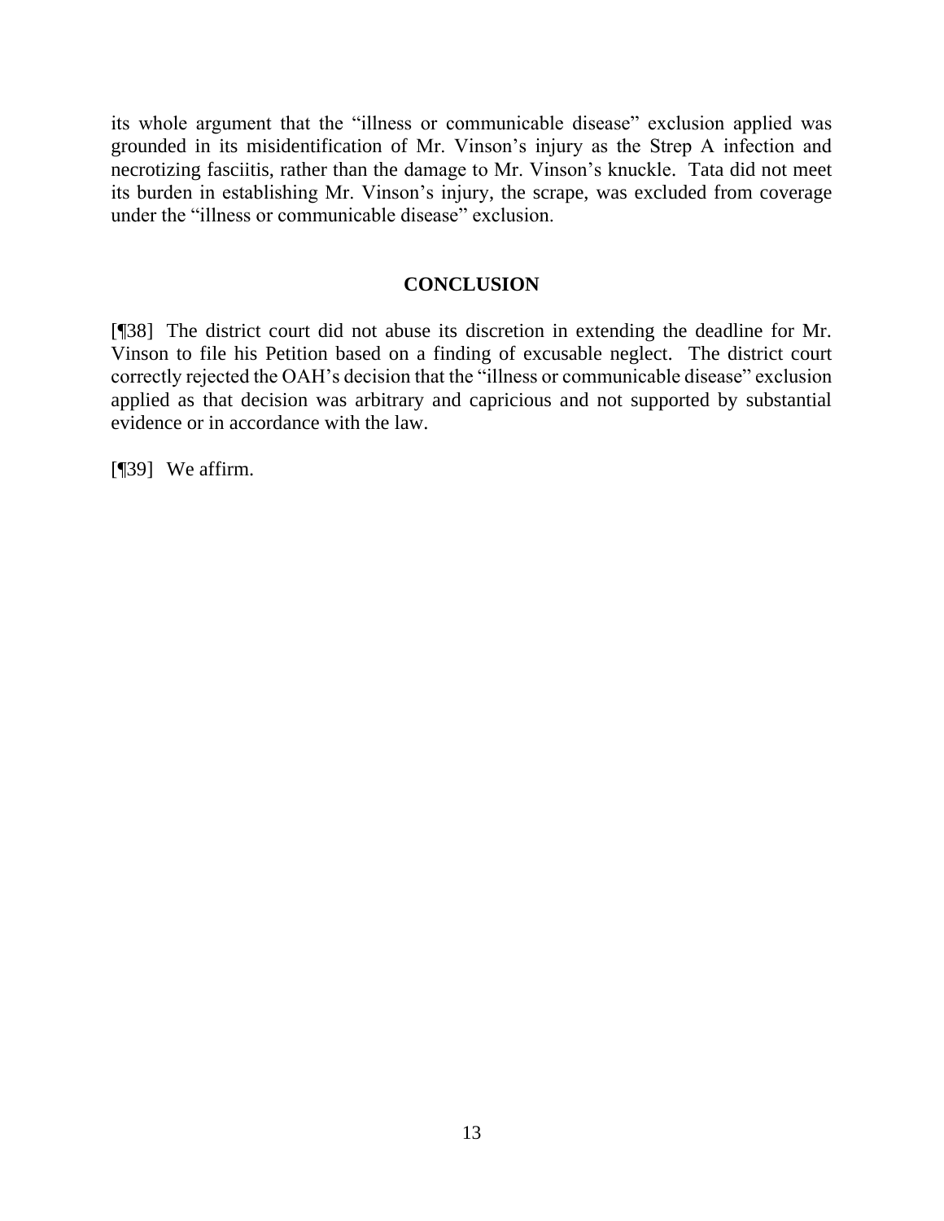its whole argument that the "illness or communicable disease" exclusion applied was grounded in its misidentification of Mr. Vinson's injury as the Strep A infection and necrotizing fasciitis, rather than the damage to Mr. Vinson's knuckle. Tata did not meet its burden in establishing Mr. Vinson's injury, the scrape, was excluded from coverage under the "illness or communicable disease" exclusion.

## CONCLUSION

[¶38] The district court did not abuse its discretion in extending the deadline for Mr. Vinson to file his Petition based on a finding of excusable neglect. The district court correctly rejected the OAH's decision that the "illness or communicable disease" exclusion applied as that decision was arbitrary and capricious and not supported by substantial evidence or in accordance with the law.

[¶39] We affirm.